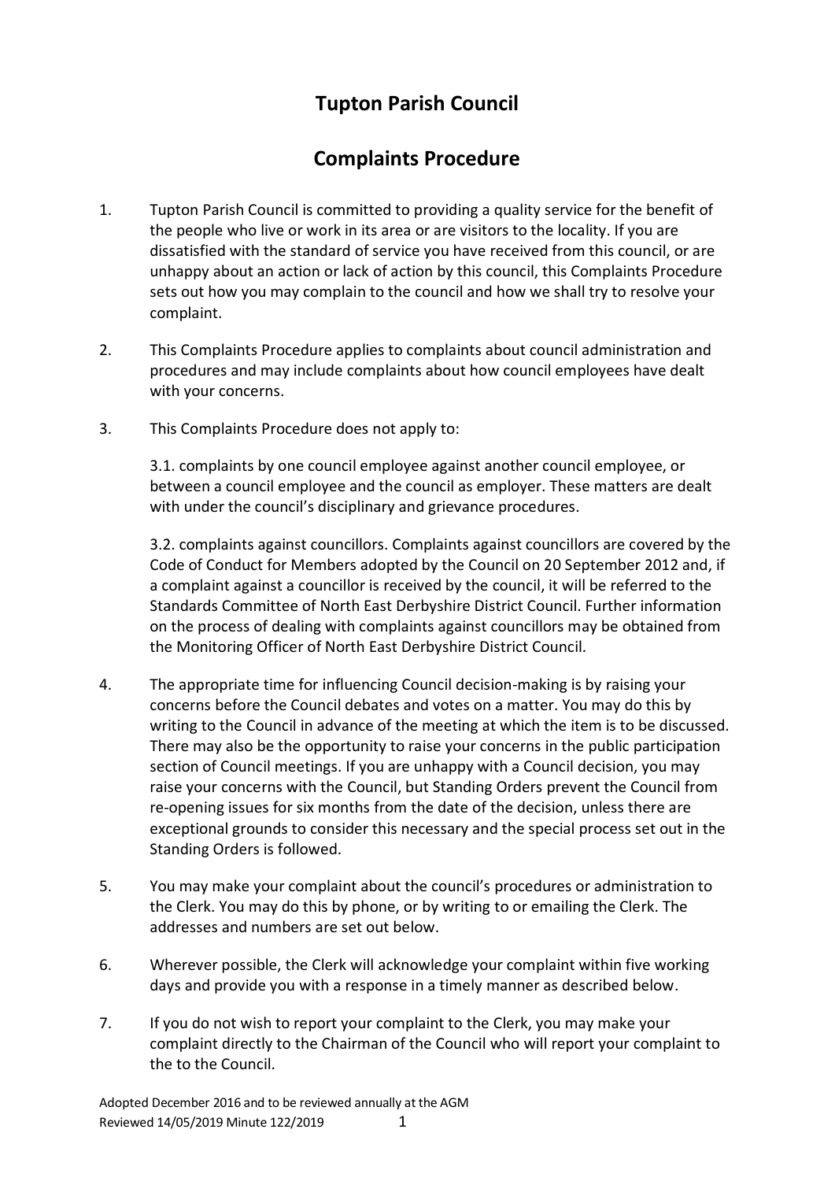# Tupton Parish Council

## Complaints Procedure

1. Tupton Parish Council is committed to providing a quality service for the benefit of the people who live or work in its area or are visitors to the locality. If you are dissatisfied with the standard of service you have received from this council, or are unhappy about an action or lack of action by this council, this Complaints Procedure sets out how you may complain to the council and how we shall try to resolve your complaint.

2. This Complaints Procedure applies to complaints about council administration and procedures and may include complaints about how council employees have dealt with your concerns.

3. This Complaints Procedure does not apply to:

   3.1. complaints by one council employee against another council employee, or between a council employee and the council as employer. These matters are dealt with under the council's disciplinary and grievance procedures.

   3.2. complaints against councillors. Complaints against councillors are covered by the Code of Conduct for Members adopted by the Council on 20 September 2012 and, if a complaint against a councillor is received by the council, it will be referred to the Standards Committee of North East Derbyshire District Council. Further information on the process of dealing with complaints against councillors may be obtained from the Monitoring Officer of North East Derbyshire District Council.

4. The appropriate time for influencing Council decision-making is by raising your concerns before the Council debates and votes on a matter. You may do this by writing to the Council in advance of the meeting at which the item is to be discussed. There may also be the opportunity to raise your concerns in the public participation section of Council meetings. If you are unhappy with a Council decision, you may raise your concerns with the Council, but Standing Orders prevent the Council from re-opening issues for six months from the date of the decision, unless there are exceptional grounds to consider this necessary and the special process set out in the Standing Orders is followed.

5. You may make your complaint about the council's procedures or administration to the Clerk. You may do this by phone, or by writing to or emailing the Clerk. The addresses and numbers are set out below.

6. Wherever possible, the Clerk will acknowledge your complaint within five working days and provide you with a response in a timely manner as described below.

7. If you do not wish to report your complaint to the Clerk, you may make your complaint directly to the Chairman of the Council who will report your complaint to the to the Council.

Adopted December 2016 and to be reviewed annually at the AGM
Reviewed 14/05/2019 Minute 122/2019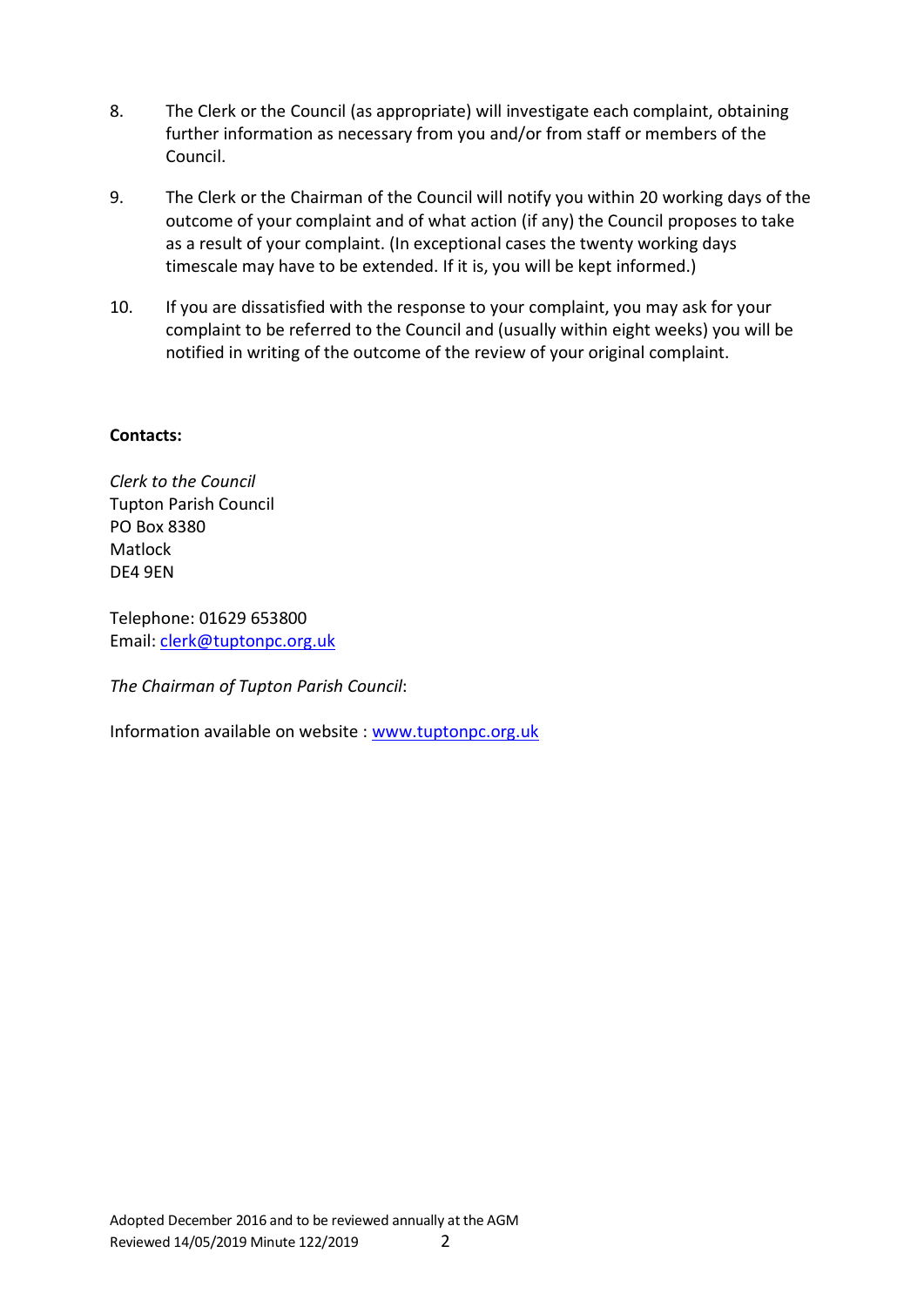8. The Clerk or the Council (as appropriate) will investigate each complaint, obtaining further information as necessary from you and/or from staff or members of the Council.

9. The Clerk or the Chairman of the Council will notify you within 20 working days of the outcome of your complaint and of what action (if any) the Council proposes to take as a result of your complaint. (In exceptional cases the twenty working days timescale may have to be extended. If it is, you will be kept informed.)

10. If you are dissatisfied with the response to your complaint, you may ask for your complaint to be referred to the Council and (usually within eight weeks) you will be notified in writing of the outcome of the review of your original complaint.

**Contacts:**

*Clerk to the Council*
Tupton Parish Council
PO Box 8380
Matlock
DE4 9EN

Telephone: 01629 653800
Email: [clerk@tuptonpc.org.uk](mailto:clerk@tuptonpc.org.uk)

*The Chairman of Tupton Parish Council*:

Information available on website : [www.tuptonpc.org.uk](http://www.tuptonpc.org.uk)

Adopted December 2016 and to be reviewed annually at the AGM
Reviewed 14/05/2019 Minute 122/2019